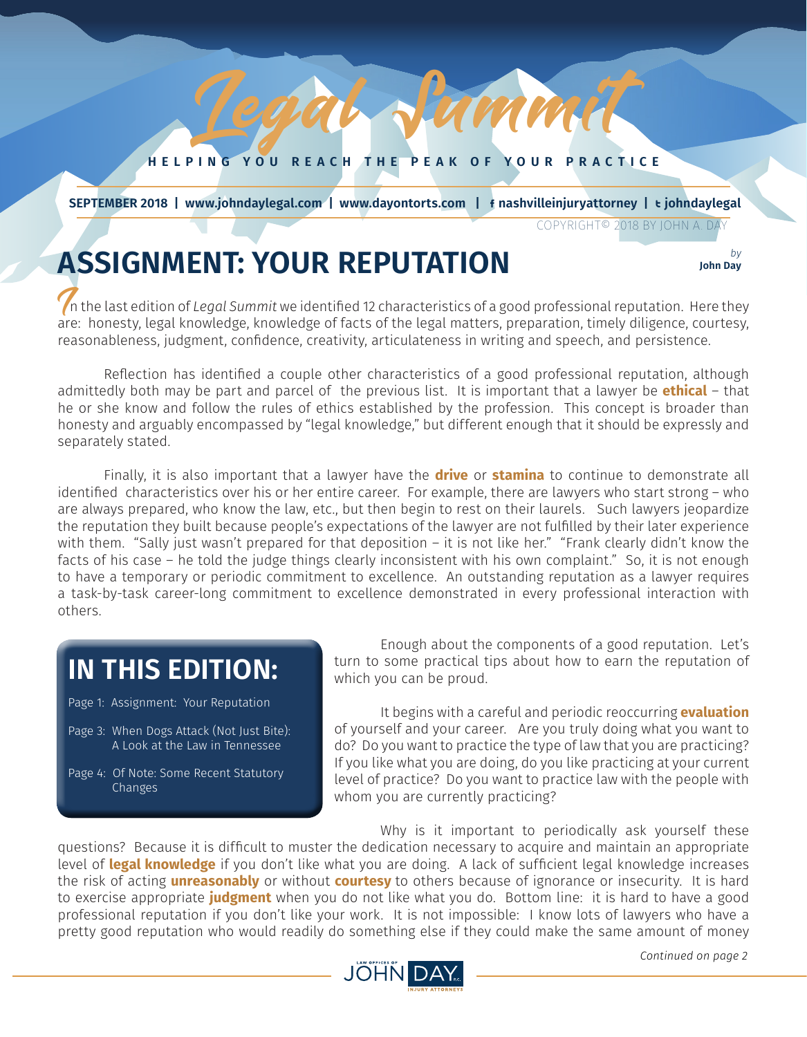# Legal Summit

HELPING YOU REACH THE PEAK OF YOUR PRACTICE

**SEPTEMBER 2018 | www.johndaylegal.com | www.dayontorts.com | nashvilleinjuryattorney | johndaylegal**

COPYRIGHT© 2018 BY JOHN A. DAY

## ASSIGNMENT: YOUR REPUTATION

*by* **John Day**

In the last edition of *Legal Summit* we identified 12 characteristics of a good professional reputation. Here they are: honesty, legal knowledge, knowledge of facts of the legal matters, preparation, timely diligence, courtesy, reasonableness, judgment, confidence, creativity, articulateness in writing and speech, and persistence.

Reflection has identified a couple other characteristics of a good professional reputation, although admittedly both may be part and parcel of the previous list. It is important that a lawyer be **ethical** – that he or she know and follow the rules of ethics established by the profession. This concept is broader than honesty and arguably encompassed by "legal knowledge," but different enough that it should be expressly and separately stated.

Finally, it is also important that a lawyer have the **drive** or **stamina** to continue to demonstrate all identified characteristics over his or her entire career. For example, there are lawyers who start strong – who are always prepared, who know the law, etc., but then begin to rest on their laurels. Such lawyers jeopardize the reputation they built because people's expectations of the lawyer are not fulfilled by their later experience with them. "Sally just wasn't prepared for that deposition – it is not like her." "Frank clearly didn't know the facts of his case – he told the judge things clearly inconsistent with his own complaint." So, it is not enough to have a temporary or periodic commitment to excellence. An outstanding reputation as a lawyer requires a task-by-task career-long commitment to excellence demonstrated in every professional interaction with others.

> **IN THIS EDITION:**
>
> Page 1: Assignment: Your Reputation
>
> Page 3: When Dogs Attack (Not Just Bite): A Look at the Law in Tennessee
>
> Page 4: Of Note: Some Recent Statutory Changes

Enough about the components of a good reputation. Let's turn to some practical tips about how to earn the reputation of which you can be proud.

It begins with a careful and periodic reoccurring **evaluation** of yourself and your career. Are you truly doing what you want to do? Do you want to practice the type of law that you are practicing? If you like what you are doing, do you like practicing at your current level of practice? Do you want to practice law with the people with whom you are currently practicing?

Why is it important to periodically ask yourself these questions? Because it is difficult to muster the dedication necessary to acquire and maintain an appropriate level of **legal knowledge** if you don't like what you are doing. A lack of sufficient legal knowledge increases the risk of acting **unreasonably** or without **courtesy** to others because of ignorance or insecurity. It is hard to exercise appropriate **judgment** when you do not like what you do. Bottom line: it is hard to have a good professional reputation if you don't like your work. It is not impossible: I know lots of lawyers who have a pretty good reputation who would readily do something else if they could make the same amount of money

*Continued on page 2*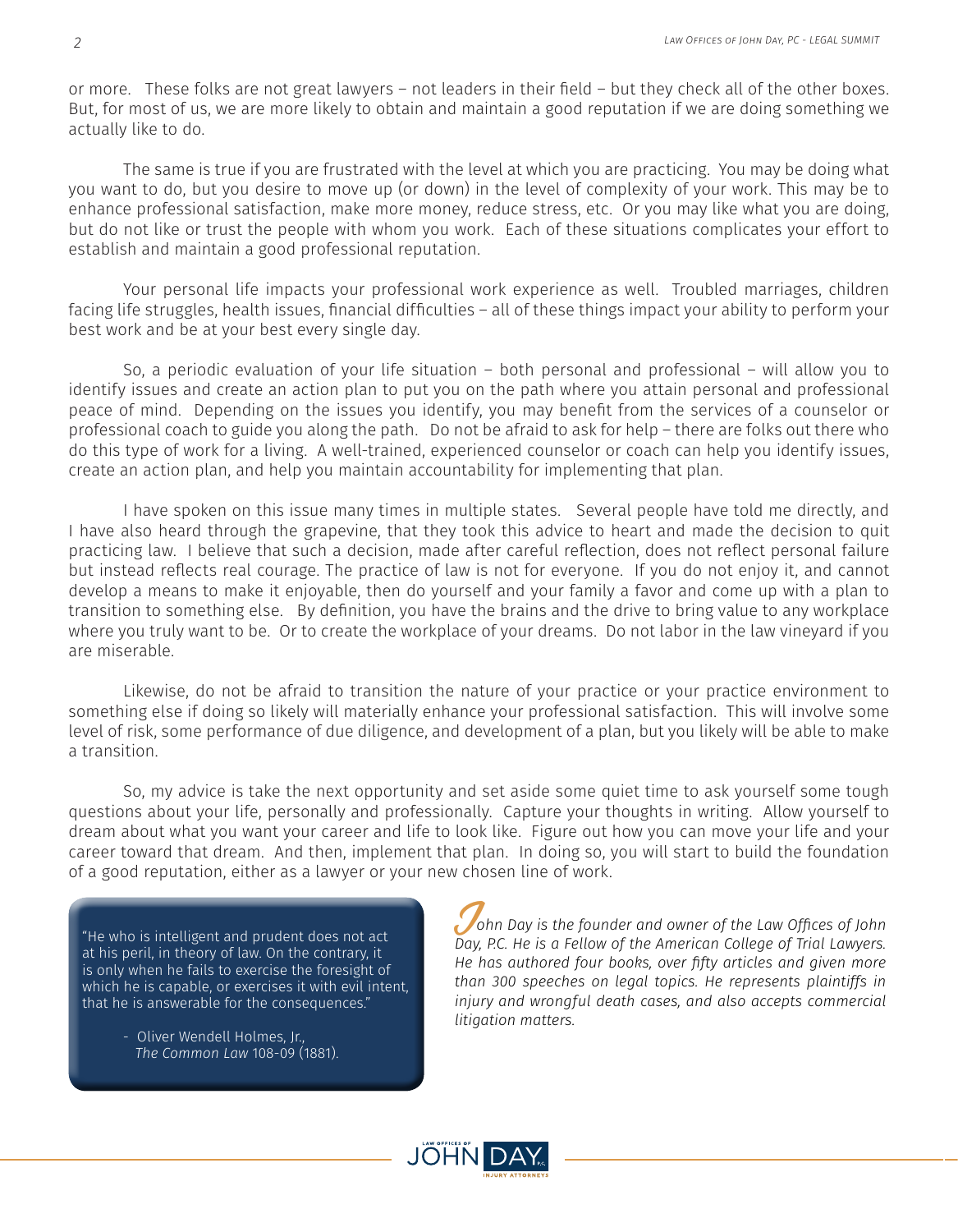or more. These folks are not great lawyers – not leaders in their field – but they check all of the other boxes. But, for most of us, we are more likely to obtain and maintain a good reputation if we are doing something we actually like to do.

The same is true if you are frustrated with the level at which you are practicing. You may be doing what you want to do, but you desire to move up (or down) in the level of complexity of your work. This may be to enhance professional satisfaction, make more money, reduce stress, etc. Or you may like what you are doing, but do not like or trust the people with whom you work. Each of these situations complicates your effort to establish and maintain a good professional reputation.

Your personal life impacts your professional work experience as well. Troubled marriages, children facing life struggles, health issues, financial difficulties – all of these things impact your ability to perform your best work and be at your best every single day.

So, a periodic evaluation of your life situation – both personal and professional – will allow you to identify issues and create an action plan to put you on the path where you attain personal and professional peace of mind. Depending on the issues you identify, you may benefit from the services of a counselor or professional coach to guide you along the path. Do not be afraid to ask for help – there are folks out there who do this type of work for a living. A well-trained, experienced counselor or coach can help you identify issues, create an action plan, and help you maintain accountability for implementing that plan.

I have spoken on this issue many times in multiple states. Several people have told me directly, and I have also heard through the grapevine, that they took this advice to heart and made the decision to quit practicing law. I believe that such a decision, made after careful reflection, does not reflect personal failure but instead reflects real courage. The practice of law is not for everyone. If you do not enjoy it, and cannot develop a means to make it enjoyable, then do yourself and your family a favor and come up with a plan to transition to something else. By definition, you have the brains and the drive to bring value to any workplace where you truly want to be. Or to create the workplace of your dreams. Do not labor in the law vineyard if you are miserable.

Likewise, do not be afraid to transition the nature of your practice or your practice environment to something else if doing so likely will materially enhance your professional satisfaction. This will involve some level of risk, some performance of due diligence, and development of a plan, but you likely will be able to make a transition.

So, my advice is take the next opportunity and set aside some quiet time to ask yourself some tough questions about your life, personally and professionally. Capture your thoughts in writing. Allow yourself to dream about what you want your career and life to look like. Figure out how you can move your life and your career toward that dream. And then, implement that plan. In doing so, you will start to build the foundation of a good reputation, either as a lawyer or your new chosen line of work.

> "He who is intelligent and prudent does not act at his peril, in theory of law. On the contrary, it is only when he fails to exercise the foresight of which he is capable, or exercises it with evil intent, that he is answerable for the consequences."
>
> - Oliver Wendell Holmes, Jr., *The Common Law* 108-09 (1881).

*John Day is the founder and owner of the Law Offices of John Day, P.C. He is a Fellow of the American College of Trial Lawyers. He has authored four books, over fifty articles and given more than 300 speeches on legal topics. He represents plaintiffs in injury and wrongful death cases, and also accepts commercial litigation matters.*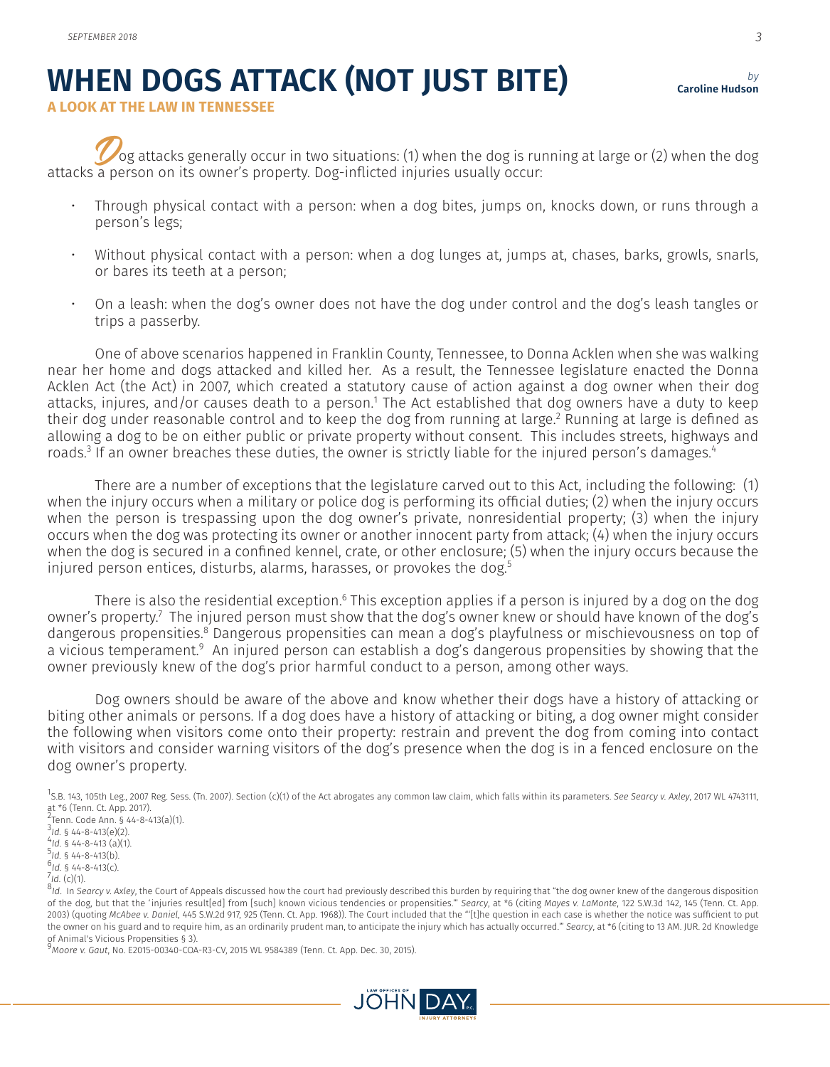# WHEN DOGS ATTACK (NOT JUST BITE)

**A LOOK AT THE LAW IN TENNESSEE**

*by* **Caroline Hudson**

Dog attacks generally occur in two situations: (1) when the dog is running at large or (2) when the dog attacks a person on its owner's property. Dog-inflicted injuries usually occur:

- Through physical contact with a person: when a dog bites, jumps on, knocks down, or runs through a person's legs;
- Without physical contact with a person: when a dog lunges at, jumps at, chases, barks, growls, snarls, or bares its teeth at a person;
- On a leash: when the dog's owner does not have the dog under control and the dog's leash tangles or trips a passerby.

One of above scenarios happened in Franklin County, Tennessee, to Donna Acklen when she was walking near her home and dogs attacked and killed her. As a result, the Tennessee legislature enacted the Donna Acklen Act (the Act) in 2007, which created a statutory cause of action against a dog owner when their dog attacks, injures, and/or causes death to a person.[1] The Act established that dog owners have a duty to keep their dog under reasonable control and to keep the dog from running at large.[2] Running at large is defined as allowing a dog to be on either public or private property without consent. This includes streets, highways and roads.[3] If an owner breaches these duties, the owner is strictly liable for the injured person's damages.[4]

There are a number of exceptions that the legislature carved out to this Act, including the following: (1) when the injury occurs when a military or police dog is performing its official duties; (2) when the injury occurs when the person is trespassing upon the dog owner's private, nonresidential property; (3) when the injury occurs when the dog was protecting its owner or another innocent party from attack; (4) when the injury occurs when the dog is secured in a confined kennel, crate, or other enclosure; (5) when the injury occurs because the injured person entices, disturbs, alarms, harasses, or provokes the dog.[5]

There is also the residential exception.[6] This exception applies if a person is injured by a dog on the dog owner's property.[7] The injured person must show that the dog's owner knew or should have known of the dog's dangerous propensities.[8] Dangerous propensities can mean a dog's playfulness or mischievousness on top of a vicious temperament.[9] An injured person can establish a dog's dangerous propensities by showing that the owner previously knew of the dog's prior harmful conduct to a person, among other ways.

Dog owners should be aware of the above and know whether their dogs have a history of attacking or biting other animals or persons. If a dog does have a history of attacking or biting, a dog owner might consider the following when visitors come onto their property: restrain and prevent the dog from coming into contact with visitors and consider warning visitors of the dog's presence when the dog is in a fenced enclosure on the dog owner's property.

---

[1] S.B. 143, 105th Leg., 2007 Reg. Sess. (Tn. 2007). Section (c)(1) of the Act abrogates any common law claim, which falls within its parameters. *See Searcy v. Axley*, 2017 WL 4743111, at *6 (Tenn. Ct. App. 2017).

[2] Tenn. Code Ann. § 44-8-413(a)(1).

[3] *Id.* § 44-8-413(e)(2).

[4] *Id.* § 44-8-413 (a)(1).

[5] *Id.* § 44-8-413(b).

[6] *Id.* § 44-8-413(c).

[7] *Id.* (c)(1).

[8] *Id.* In *Searcy v. Axley*, the Court of Appeals discussed how the court had previously described this burden by requiring that "the dog owner knew of the dangerous disposition of the dog, but that the 'injuries result[ed] from [such] known vicious tendencies or propensities.'" *Searcy*, at *6 (citing *Mayes v. LaMonte*, 122 S.W.3d 142, 145 (Tenn. Ct. App. 2003) (quoting *McAbee v. Daniel*, 445 S.W.2d 917, 925 (Tenn. Ct. App. 1968)). The Court included that the "'[t]he question in each case is whether the notice was sufficient to put the owner on his guard and to require him, as an ordinarily prudent man, to anticipate the injury which has actually occurred.'" *Searcy*, at *6 (citing to 13 AM. JUR. 2d Knowledge of Animal's Vicious Propensities § 3).

[9] *Moore v. Gaut*, No. E2015-00340-COA-R3-CV, 2015 WL 9584389 (Tenn. Ct. App. Dec. 30, 2015).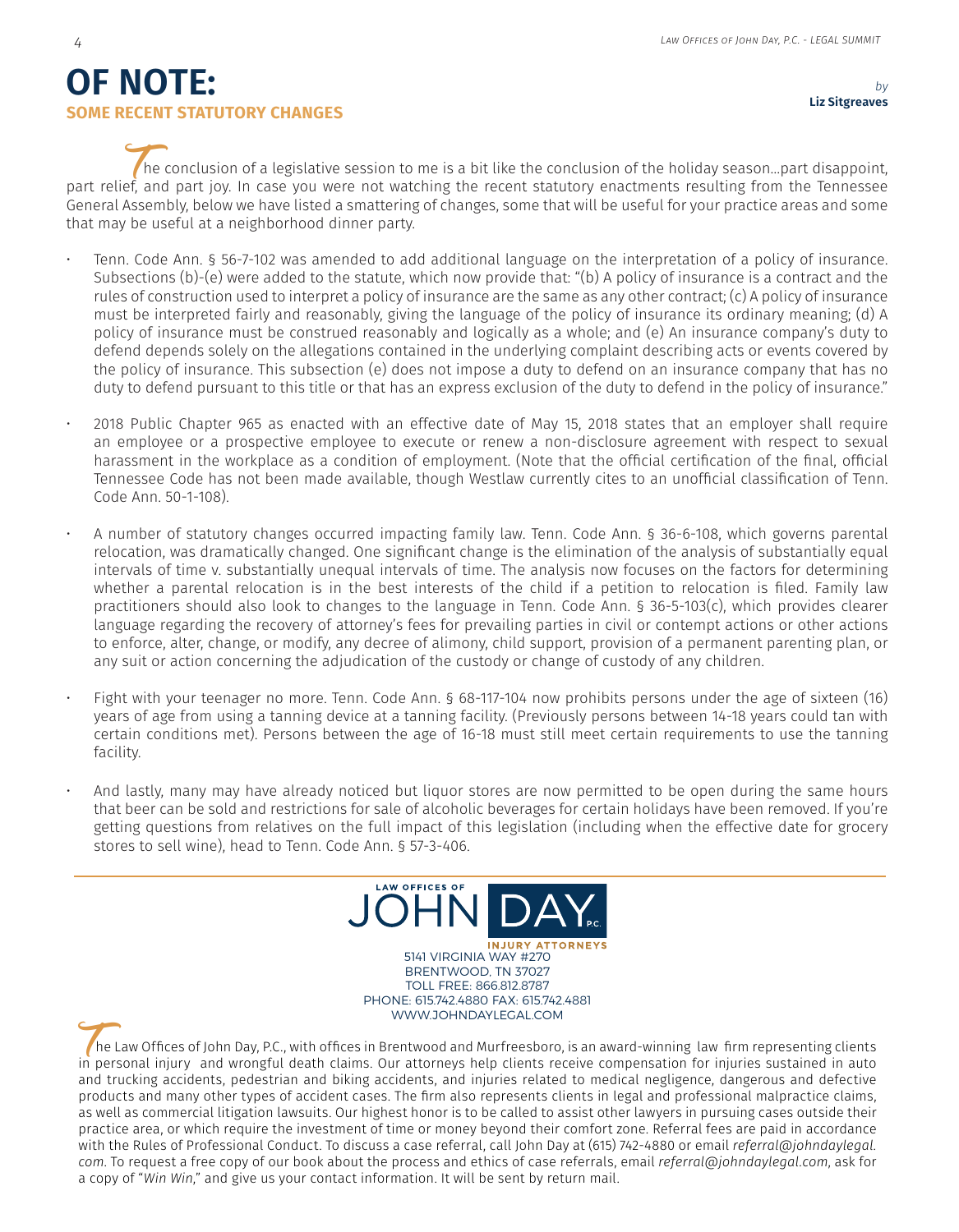# OF NOTE:

## SOME RECENT STATUTORY CHANGES

*by*
**Liz Sitgreaves**

The conclusion of a legislative session to me is a bit like the conclusion of the holiday season…part disappoint, part relief, and part joy. In case you were not watching the recent statutory enactments resulting from the Tennessee General Assembly, below we have listed a smattering of changes, some that will be useful for your practice areas and some that may be useful at a neighborhood dinner party.

- Tenn. Code Ann. § 56-7-102 was amended to add additional language on the interpretation of a policy of insurance. Subsections (b)-(e) were added to the statute, which now provide that: "(b) A policy of insurance is a contract and the rules of construction used to interpret a policy of insurance are the same as any other contract; (c) A policy of insurance must be interpreted fairly and reasonably, giving the language of the policy of insurance its ordinary meaning; (d) A policy of insurance must be construed reasonably and logically as a whole; and (e) An insurance company's duty to defend depends solely on the allegations contained in the underlying complaint describing acts or events covered by the policy of insurance. This subsection (e) does not impose a duty to defend on an insurance company that has no duty to defend pursuant to this title or that has an express exclusion of the duty to defend in the policy of insurance."

- 2018 Public Chapter 965 as enacted with an effective date of May 15, 2018 states that an employer shall require an employee or a prospective employee to execute or renew a non-disclosure agreement with respect to sexual harassment in the workplace as a condition of employment. (Note that the official certification of the final, official Tennessee Code has not been made available, though Westlaw currently cites to an unofficial classification of Tenn. Code Ann. 50-1-108).

- A number of statutory changes occurred impacting family law. Tenn. Code Ann. § 36-6-108, which governs parental relocation, was dramatically changed. One significant change is the elimination of the analysis of substantially equal intervals of time v. substantially unequal intervals of time. The analysis now focuses on the factors for determining whether a parental relocation is in the best interests of the child if a petition to relocation is filed. Family law practitioners should also look to changes to the language in Tenn. Code Ann. § 36-5-103(c), which provides clearer language regarding the recovery of attorney's fees for prevailing parties in civil or contempt actions or other actions to enforce, alter, change, or modify, any decree of alimony, child support, provision of a permanent parenting plan, or any suit or action concerning the adjudication of the custody or change of custody of any children.

- Fight with your teenager no more. Tenn. Code Ann. § 68-117-104 now prohibits persons under the age of sixteen (16) years of age from using a tanning device at a tanning facility. (Previously persons between 14-18 years could tan with certain conditions met). Persons between the age of 16-18 must still meet certain requirements to use the tanning facility.

- And lastly, many may have already noticed but liquor stores are now permitted to be open during the same hours that beer can be sold and restrictions for sale of alcoholic beverages for certain holidays have been removed. If you're getting questions from relatives on the full impact of this legislation (including when the effective date for grocery stores to sell wine), head to Tenn. Code Ann. § 57-3-406.

---

LAW OFFICES OF JOHN DAY P.C.
INJURY ATTORNEYS
5141 VIRGINIA WAY #270
BRENTWOOD, TN 37027
TOLL FREE: 866.812.8787
PHONE: 615.742.4880 FAX: 615.742.4881
WWW.JOHNDAYLEGAL.COM

The Law Offices of John Day, P.C., with offices in Brentwood and Murfreesboro, is an award-winning law firm representing clients in personal injury and wrongful death claims. Our attorneys help clients receive compensation for injuries sustained in auto and trucking accidents, pedestrian and biking accidents, and injuries related to medical negligence, dangerous and defective products and many other types of accident cases. The firm also represents clients in legal and professional malpractice claims, as well as commercial litigation lawsuits. Our highest honor is to be called to assist other lawyers in pursuing cases outside their practice area, or which require the investment of time or money beyond their comfort zone. Referral fees are paid in accordance with the Rules of Professional Conduct. To discuss a case referral, call John Day at (615) 742-4880 or email *referral@johndaylegal.com*. To request a free copy of our book about the process and ethics of case referrals, email *referral@johndaylegal.com*, ask for a copy of "*Win Win*," and give us your contact information. It will be sent by return mail.